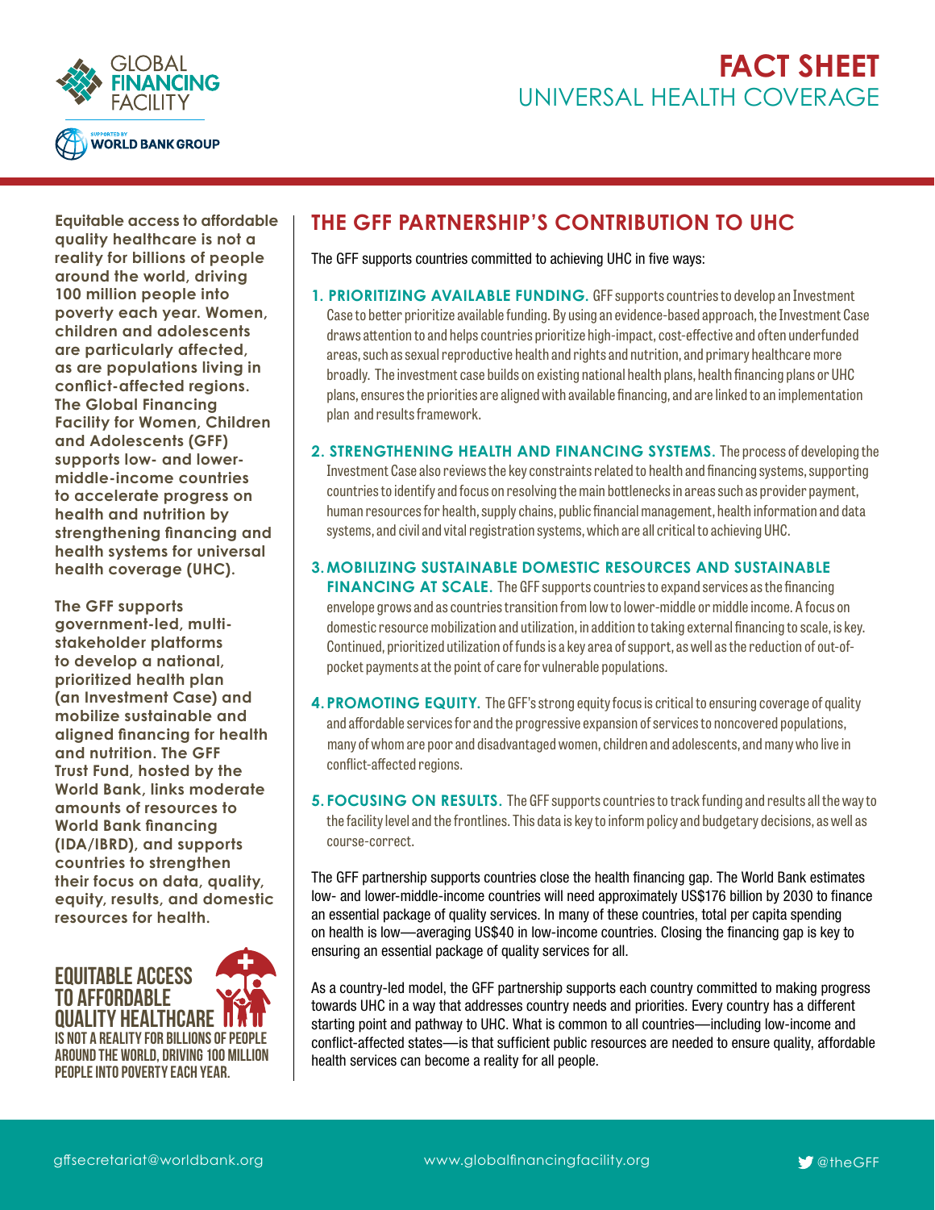# FACT SHEET
## UNIVERSAL HEALTH COVERAGE

**Equitable access to affordable quality healthcare is not a reality for billions of people around the world, driving 100 million people into poverty each year. Women, children and adolescents are particularly affected, as are populations living in conflict-affected regions. The Global Financing Facility for Women, Children and Adolescents (GFF) supports low- and lower-middle-income countries to accelerate progress on health and nutrition by strengthening financing and health systems for universal health coverage (UHC).**

**The GFF supports government-led, multi-stakeholder platforms to develop a national, prioritized health plan (an Investment Case) and mobilize sustainable and aligned financing for health and nutrition. The GFF Trust Fund, hosted by the World Bank, links moderate amounts of resources to World Bank financing (IDA/IBRD), and supports countries to strengthen their focus on data, quality, equity, results, and domestic resources for health.**

**EQUITABLE ACCESS TO AFFORDABLE QUALITY HEALTHCARE IS NOT A REALITY FOR BILLIONS OF PEOPLE AROUND THE WORLD, DRIVING 100 MILLION PEOPLE INTO POVERTY EACH YEAR.**

## THE GFF PARTNERSHIP'S CONTRIBUTION TO UHC

The GFF supports countries committed to achieving UHC in five ways:

1. **PRIORITIZING AVAILABLE FUNDING.** GFF supports countries to develop an Investment Case to better prioritize available funding. By using an evidence-based approach, the Investment Case draws attention to and helps countries prioritize high-impact, cost-effective and often underfunded areas, such as sexual reproductive health and rights and nutrition, and primary healthcare more broadly. The investment case builds on existing national health plans, health financing plans or UHC plans, ensures the priorities are aligned with available financing, and are linked to an implementation plan and results framework.

2. **STRENGTHENING HEALTH AND FINANCING SYSTEMS.** The process of developing the Investment Case also reviews the key constraints related to health and financing systems, supporting countries to identify and focus on resolving the main bottlenecks in areas such as provider payment, human resources for health, supply chains, public financial management, health information and data systems, and civil and vital registration systems, which are all critical to achieving UHC.

3. **MOBILIZING SUSTAINABLE DOMESTIC RESOURCES AND SUSTAINABLE FINANCING AT SCALE.** The GFF supports countries to expand services as the financing envelope grows and as countries transition from low to lower-middle or middle income. A focus on domestic resource mobilization and utilization, in addition to taking external financing to scale, is key. Continued, prioritized utilization of funds is a key area of support, as well as the reduction of out-of-pocket payments at the point of care for vulnerable populations.

4. **PROMOTING EQUITY.** The GFF's strong equity focus is critical to ensuring coverage of quality and affordable services for and the progressive expansion of services to noncovered populations, many of whom are poor and disadvantaged women, children and adolescents, and many who live in conflict-affected regions.

5. **FOCUSING ON RESULTS.** The GFF supports countries to track funding and results all the way to the facility level and the frontlines. This data is key to inform policy and budgetary decisions, as well as course-correct.

The GFF partnership supports countries close the health financing gap. The World Bank estimates low- and lower-middle-income countries will need approximately US$176 billion by 2030 to finance an essential package of quality services. In many of these countries, total per capita spending on health is low—averaging US$40 in low-income countries. Closing the financing gap is key to ensuring an essential package of quality services for all.

As a country-led model, the GFF partnership supports each country committed to making progress towards UHC in a way that addresses country needs and priorities. Every country has a different starting point and pathway to UHC. What is common to all countries—including low-income and conflict-affected states—is that sufficient public resources are needed to ensure quality, affordable health services can become a reality for all people.

gffsecretariat@worldbank.org | www.globalfinancingfacility.org | @theGFF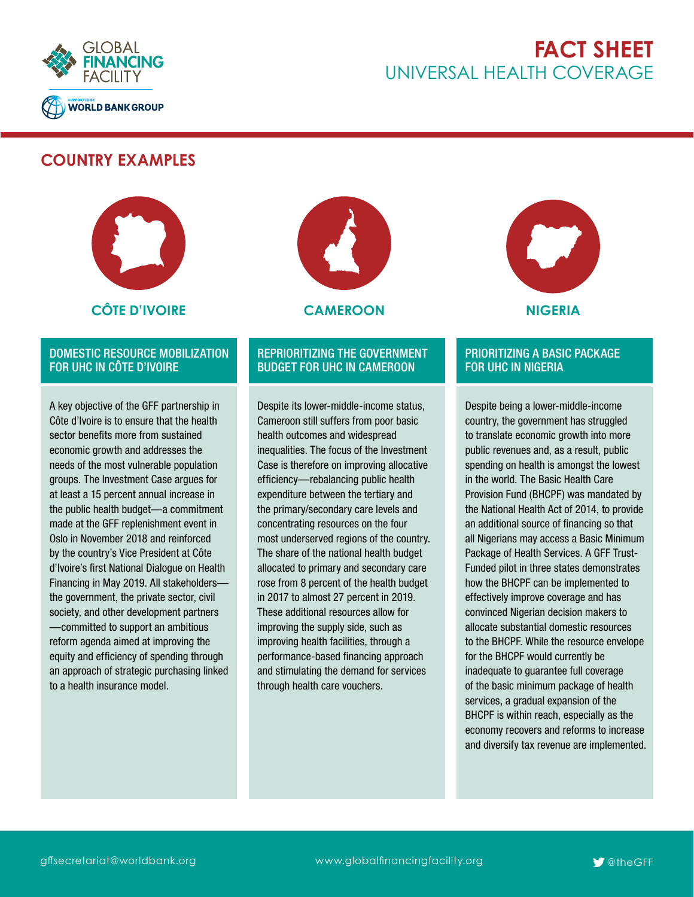# FACT SHEET
## UNIVERSAL HEALTH COVERAGE

## COUNTRY EXAMPLES

### CÔTE D'IVOIRE

#### DOMESTIC RESOURCE MOBILIZATION FOR UHC IN CÔTE D'IVOIRE

A key objective of the GFF partnership in Côte d'Ivoire is to ensure that the health sector benefits more from sustained economic growth and addresses the needs of the most vulnerable population groups. The Investment Case argues for at least a 15 percent annual increase in the public health budget—a commitment made at the GFF replenishment event in Oslo in November 2018 and reinforced by the country's Vice President at Côte d'Ivoire's first National Dialogue on Health Financing in May 2019. All stakeholders—the government, the private sector, civil society, and other development partners—committed to support an ambitious reform agenda aimed at improving the equity and efficiency of spending through an approach of strategic purchasing linked to a health insurance model.

### CAMEROON

#### REPRIORITIZING THE GOVERNMENT BUDGET FOR UHC IN CAMEROON

Despite its lower-middle-income status, Cameroon still suffers from poor basic health outcomes and widespread inequalities. The focus of the Investment Case is therefore on improving allocative efficiency—rebalancing public health expenditure between the tertiary and the primary/secondary care levels and concentrating resources on the four most underserved regions of the country. The share of the national health budget allocated to primary and secondary care rose from 8 percent of the health budget in 2017 to almost 27 percent in 2019. These additional resources allow for improving the supply side, such as improving health facilities, through a performance-based financing approach and stimulating the demand for services through health care vouchers.

### NIGERIA

#### PRIORITIZING A BASIC PACKAGE FOR UHC IN NIGERIA

Despite being a lower-middle-income country, the government has struggled to translate economic growth into more public revenues and, as a result, public spending on health is amongst the lowest in the world. The Basic Health Care Provision Fund (BHCPF) was mandated by the National Health Act of 2014, to provide an additional source of financing so that all Nigerians may access a Basic Minimum Package of Health Services. A GFF Trust-Funded pilot in three states demonstrates how the BHCPF can be implemented to effectively improve coverage and has convinced Nigerian decision makers to allocate substantial domestic resources to the BHCPF. While the resource envelope for the BHCPF would currently be inadequate to guarantee full coverage of the basic minimum package of health services, a gradual expansion of the BHCPF is within reach, especially as the economy recovers and reforms to increase and diversify tax revenue are implemented.

gffsecretariat@worldbank.org www.globalfinancingfacility.org @theGFF